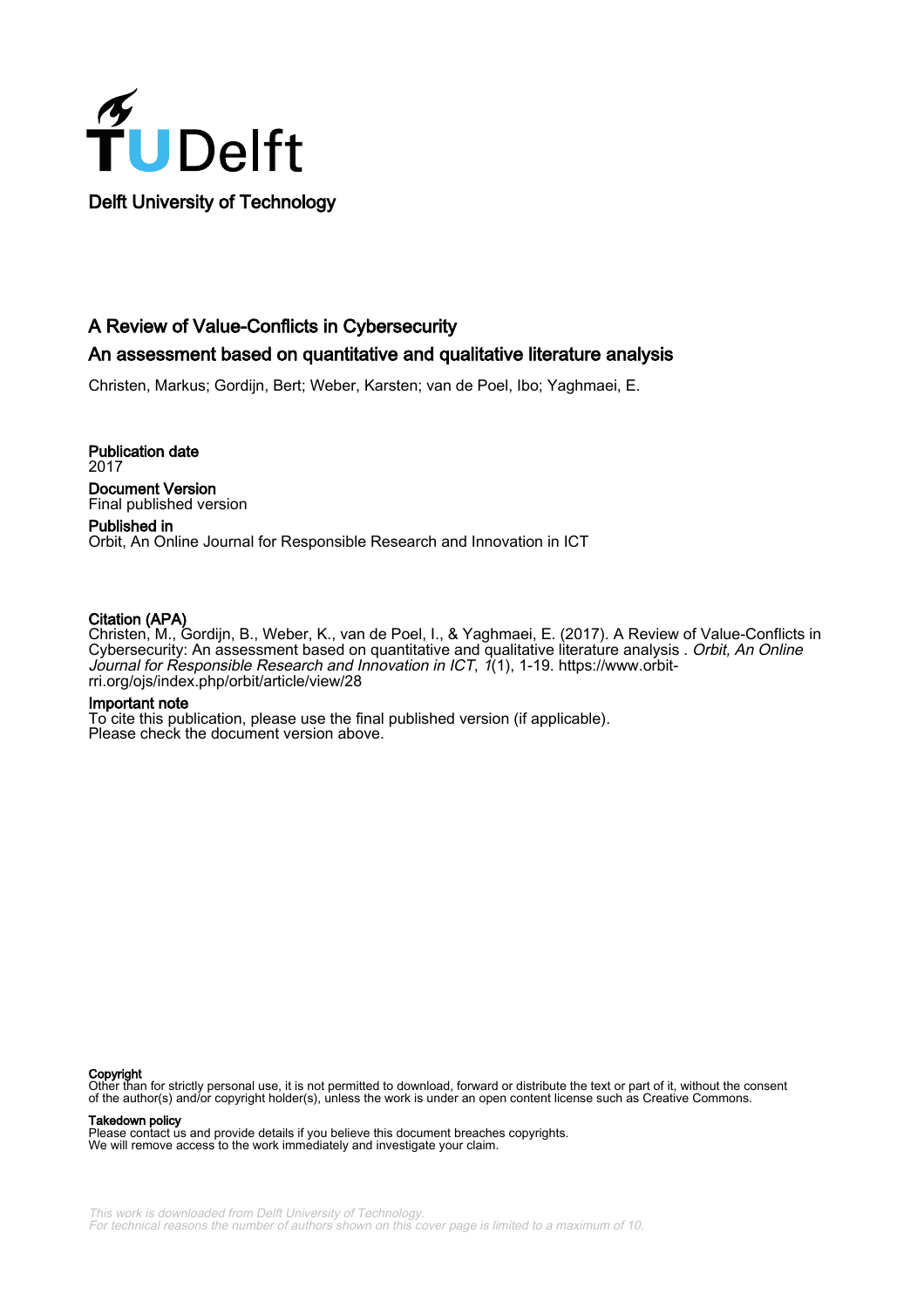**TU Delft**

Delft University of Technology

# A Review of Value-Conflicts in Cybersecurity

## An assessment based on quantitative and qualitative literature analysis

Christen, Markus; Gordijn, Bert; Weber, Karsten; van de Poel, Ibo; Yaghmaei, E.

**Publication date**
2017

**Document Version**
Final published version

**Published in**
Orbit, An Online Journal for Responsible Research and Innovation in ICT

**Citation (APA)**
Christen, M., Gordijn, B., Weber, K., van de Poel, I., & Yaghmaei, E. (2017). A Review of Value-Conflicts in Cybersecurity: An assessment based on quantitative and qualitative literature analysis . *Orbit, An Online Journal for Responsible Research and Innovation in ICT*, *1*(1), 1-19. https://www.orbit-rri.org/ojs/index.php/orbit/article/view/28

**Important note**
To cite this publication, please use the final published version (if applicable).
Please check the document version above.

**Copyright**
Other than for strictly personal use, it is not permitted to download, forward or distribute the text or part of it, without the consent of the author(s) and/or copyright holder(s), unless the work is under an open content license such as Creative Commons.

**Takedown policy**
Please contact us and provide details if you believe this document breaches copyrights.
We will remove access to the work immediately and investigate your claim.

*This work is downloaded from Delft University of Technology.*
*For technical reasons the number of authors shown on this cover page is limited to a maximum of 10.*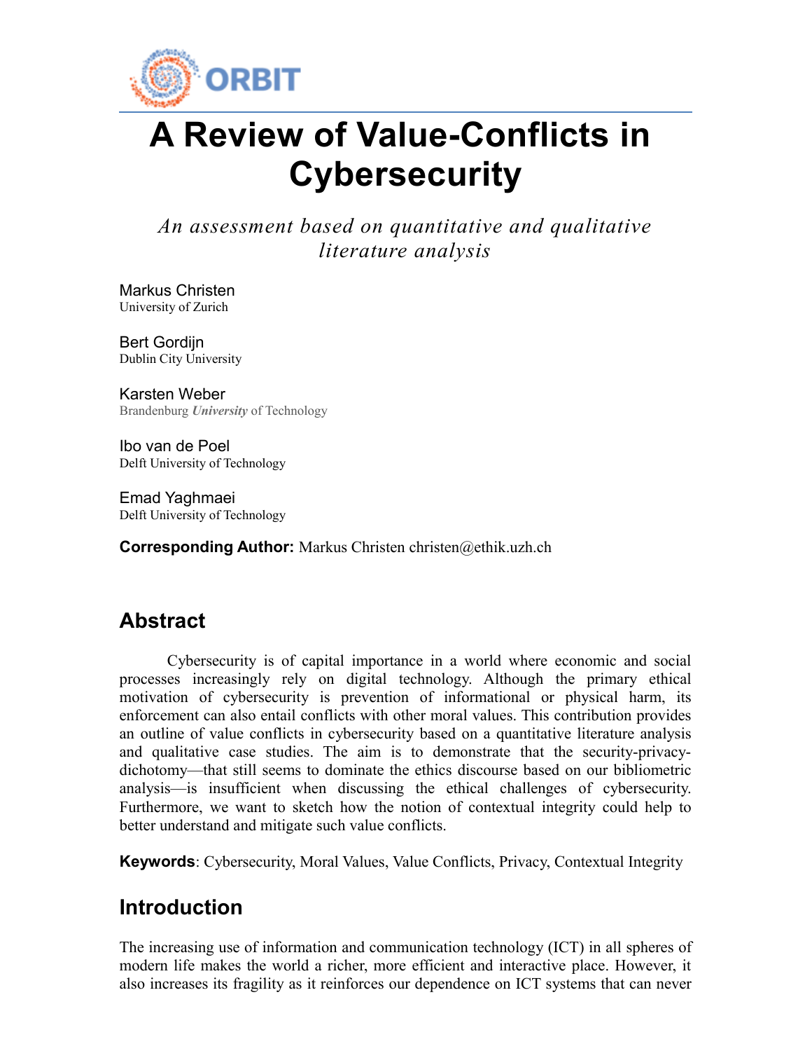# A Review of Value-Conflicts in Cybersecurity

*An assessment based on quantitative and qualitative literature analysis*

Markus Christen
University of Zurich

Bert Gordijn
Dublin City University

Karsten Weber
Brandenburg *University* of Technology

Ibo van de Poel
Delft University of Technology

Emad Yaghmaei
Delft University of Technology

**Corresponding Author:** Markus Christen christen@ethik.uzh.ch

## Abstract

Cybersecurity is of capital importance in a world where economic and social processes increasingly rely on digital technology. Although the primary ethical motivation of cybersecurity is prevention of informational or physical harm, its enforcement can also entail conflicts with other moral values. This contribution provides an outline of value conflicts in cybersecurity based on a quantitative literature analysis and qualitative case studies. The aim is to demonstrate that the security-privacy-dichotomy—that still seems to dominate the ethics discourse based on our bibliometric analysis—is insufficient when discussing the ethical challenges of cybersecurity. Furthermore, we want to sketch how the notion of contextual integrity could help to better understand and mitigate such value conflicts.

**Keywords**: Cybersecurity, Moral Values, Value Conflicts, Privacy, Contextual Integrity

## Introduction

The increasing use of information and communication technology (ICT) in all spheres of modern life makes the world a richer, more efficient and interactive place. However, it also increases its fragility as it reinforces our dependence on ICT systems that can never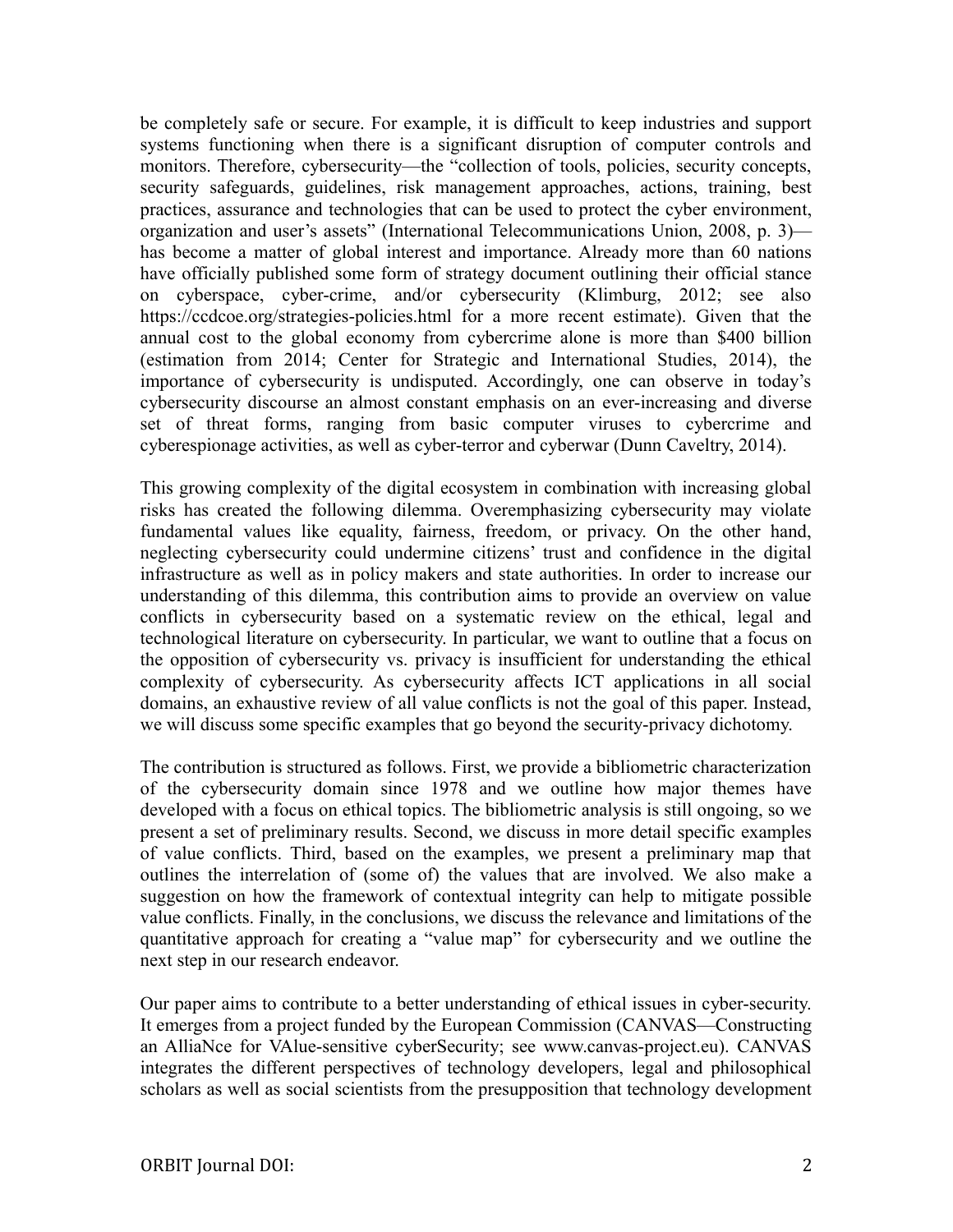be completely safe or secure. For example, it is difficult to keep industries and support systems functioning when there is a significant disruption of computer controls and monitors. Therefore, cybersecurity—the "collection of tools, policies, security concepts, security safeguards, guidelines, risk management approaches, actions, training, best practices, assurance and technologies that can be used to protect the cyber environment, organization and user's assets" (International Telecommunications Union, 2008, p. 3)—has become a matter of global interest and importance. Already more than 60 nations have officially published some form of strategy document outlining their official stance on cyberspace, cyber-crime, and/or cybersecurity (Klimburg, 2012; see also https://ccdcoe.org/strategies-policies.html for a more recent estimate). Given that the annual cost to the global economy from cybercrime alone is more than $400 billion (estimation from 2014; Center for Strategic and International Studies, 2014), the importance of cybersecurity is undisputed. Accordingly, one can observe in today's cybersecurity discourse an almost constant emphasis on an ever-increasing and diverse set of threat forms, ranging from basic computer viruses to cybercrime and cyberespionage activities, as well as cyber-terror and cyberwar (Dunn Caveltry, 2014).

This growing complexity of the digital ecosystem in combination with increasing global risks has created the following dilemma. Overemphasizing cybersecurity may violate fundamental values like equality, fairness, freedom, or privacy. On the other hand, neglecting cybersecurity could undermine citizens' trust and confidence in the digital infrastructure as well as in policy makers and state authorities. In order to increase our understanding of this dilemma, this contribution aims to provide an overview on value conflicts in cybersecurity based on a systematic review on the ethical, legal and technological literature on cybersecurity. In particular, we want to outline that a focus on the opposition of cybersecurity vs. privacy is insufficient for understanding the ethical complexity of cybersecurity. As cybersecurity affects ICT applications in all social domains, an exhaustive review of all value conflicts is not the goal of this paper. Instead, we will discuss some specific examples that go beyond the security-privacy dichotomy.

The contribution is structured as follows. First, we provide a bibliometric characterization of the cybersecurity domain since 1978 and we outline how major themes have developed with a focus on ethical topics. The bibliometric analysis is still ongoing, so we present a set of preliminary results. Second, we discuss in more detail specific examples of value conflicts. Third, based on the examples, we present a preliminary map that outlines the interrelation of (some of) the values that are involved. We also make a suggestion on how the framework of contextual integrity can help to mitigate possible value conflicts. Finally, in the conclusions, we discuss the relevance and limitations of the quantitative approach for creating a "value map" for cybersecurity and we outline the next step in our research endeavor.

Our paper aims to contribute to a better understanding of ethical issues in cyber-security. It emerges from a project funded by the European Commission (CANVAS—Constructing an AlliaNce for VAlue-sensitive cyberSecurity; see www.canvas-project.eu). CANVAS integrates the different perspectives of technology developers, legal and philosophical scholars as well as social scientists from the presupposition that technology development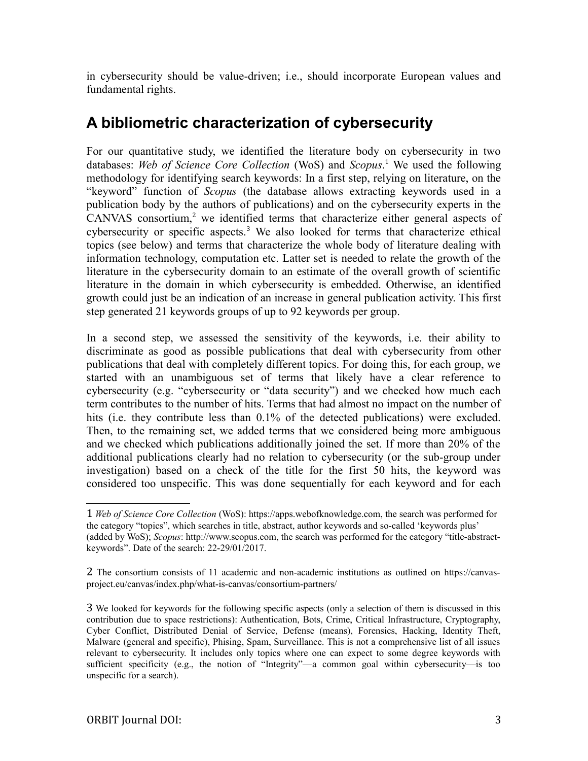in cybersecurity should be value-driven; i.e., should incorporate European values and fundamental rights.

## A bibliometric characterization of cybersecurity

For our quantitative study, we identified the literature body on cybersecurity in two databases: *Web of Science Core Collection* (WoS) and *Scopus*.[1] We used the following methodology for identifying search keywords: In a first step, relying on literature, on the "keyword" function of *Scopus* (the database allows extracting keywords used in a publication body by the authors of publications) and on the cybersecurity experts in the CANVAS consortium,[2] we identified terms that characterize either general aspects of cybersecurity or specific aspects.[3] We also looked for terms that characterize ethical topics (see below) and terms that characterize the whole body of literature dealing with information technology, computation etc. Latter set is needed to relate the growth of the literature in the cybersecurity domain to an estimate of the overall growth of scientific literature in the domain in which cybersecurity is embedded. Otherwise, an identified growth could just be an indication of an increase in general publication activity. This first step generated 21 keywords groups of up to 92 keywords per group.

In a second step, we assessed the sensitivity of the keywords, i.e. their ability to discriminate as good as possible publications that deal with cybersecurity from other publications that deal with completely different topics. For doing this, for each group, we started with an unambiguous set of terms that likely have a clear reference to cybersecurity (e.g. "cybersecurity or "data security") and we checked how much each term contributes to the number of hits. Terms that had almost no impact on the number of hits (i.e. they contribute less than 0.1% of the detected publications) were excluded. Then, to the remaining set, we added terms that we considered being more ambiguous and we checked which publications additionally joined the set. If more than 20% of the additional publications clearly had no relation to cybersecurity (or the sub-group under investigation) based on a check of the title for the first 50 hits, the keyword was considered too unspecific. This was done sequentially for each keyword and for each

---

1 *Web of Science Core Collection* (WoS): https://apps.webofknowledge.com, the search was performed for the category "topics", which searches in title, abstract, author keywords and so-called 'keywords plus' (added by WoS); *Scopus*: http://www.scopus.com, the search was performed for the category "title-abstract-keywords". Date of the search: 22-29/01/2017.

2 The consortium consists of 11 academic and non-academic institutions as outlined on https://canvas-project.eu/canvas/index.php/what-is-canvas/consortium-partners/

3 We looked for keywords for the following specific aspects (only a selection of them is discussed in this contribution due to space restrictions): Authentication, Bots, Crime, Critical Infrastructure, Cryptography, Cyber Conflict, Distributed Denial of Service, Defense (means), Forensics, Hacking, Identity Theft, Malware (general and specific), Phising, Spam, Surveillance. This is not a comprehensive list of all issues relevant to cybersecurity. It includes only topics where one can expect to some degree keywords with sufficient specificity (e.g., the notion of "Integrity"—a common goal within cybersecurity—is too unspecific for a search).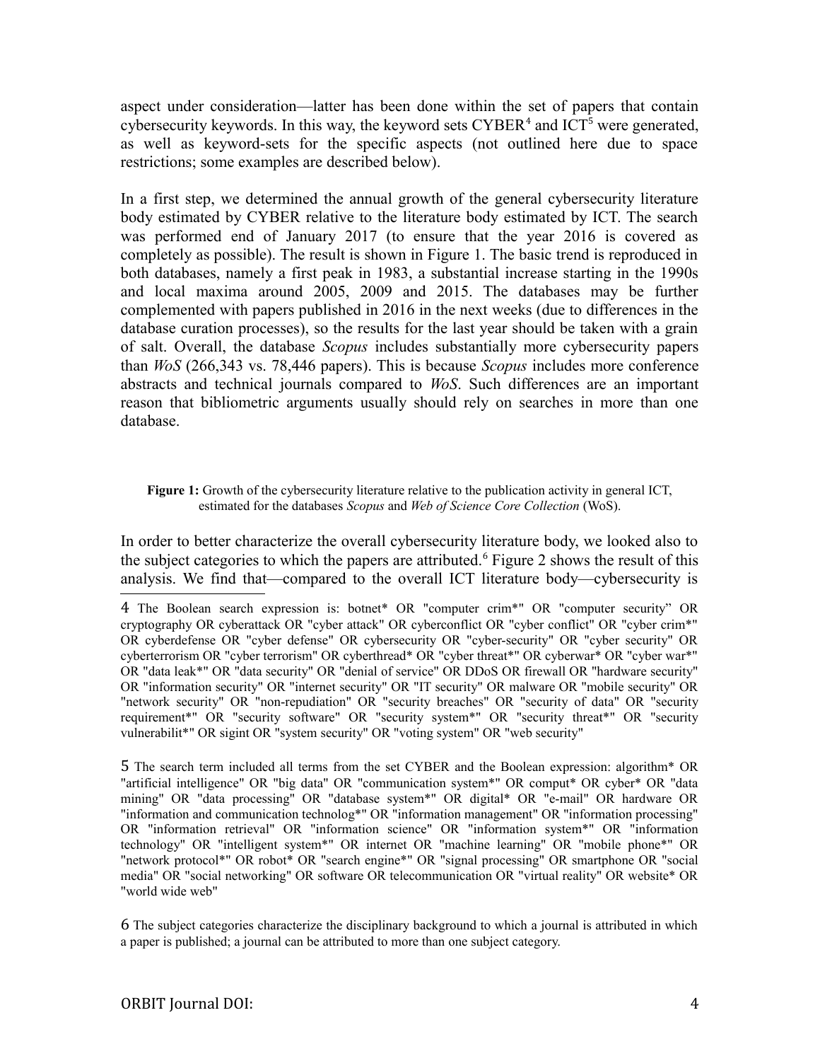aspect under consideration—latter has been done within the set of papers that contain cybersecurity keywords. In this way, the keyword sets CYBER[4] and ICT[5] were generated, as well as keyword-sets for the specific aspects (not outlined here due to space restrictions; some examples are described below).

In a first step, we determined the annual growth of the general cybersecurity literature body estimated by CYBER relative to the literature body estimated by ICT. The search was performed end of January 2017 (to ensure that the year 2016 is covered as completely as possible). The result is shown in Figure 1. The basic trend is reproduced in both databases, namely a first peak in 1983, a substantial increase starting in the 1990s and local maxima around 2005, 2009 and 2015. The databases may be further complemented with papers published in 2016 in the next weeks (due to differences in the database curation processes), so the results for the last year should be taken with a grain of salt. Overall, the database *Scopus* includes substantially more cybersecurity papers than *WoS* (266,343 vs. 78,446 papers). This is because *Scopus* includes more conference abstracts and technical journals compared to *WoS*. Such differences are an important reason that bibliometric arguments usually should rely on searches in more than one database.

**Figure 1:** Growth of the cybersecurity literature relative to the publication activity in general ICT, estimated for the databases *Scopus* and *Web of Science Core Collection* (WoS).

In order to better characterize the overall cybersecurity literature body, we looked also to the subject categories to which the papers are attributed.[6] Figure 2 shows the result of this analysis. We find that—compared to the overall ICT literature body—cybersecurity is

---

4 The Boolean search expression is: botnet* OR "computer crim*" OR "computer security" OR cryptography OR cyberattack OR "cyber attack" OR cyberconflict OR "cyber conflict" OR "cyber crim*" OR cyberdefense OR "cyber defense" OR cybersecurity OR "cyber-security" OR "cyber security" OR cyberterrorism OR "cyber terrorism" OR cyberthread* OR "cyber threat*" OR cyberwar* OR "cyber war*" OR "data leak*" OR "data security" OR "denial of service" OR DDoS OR firewall OR "hardware security" OR "information security" OR "internet security" OR "IT security" OR malware OR "mobile security" OR "network security" OR "non-repudiation" OR "security breaches" OR "security of data" OR "security requirement*" OR "security software" OR "security system*" OR "security threat*" OR "security vulnerabilit*" OR sigint OR "system security" OR "voting system" OR "web security"

5 The search term included all terms from the set CYBER and the Boolean expression: algorithm* OR "artificial intelligence" OR "big data" OR "communication system*" OR comput* OR cyber* OR "data mining" OR "data processing" OR "database system*" OR digital* OR "e-mail" OR hardware OR "information and communication technolog*" OR "information management" OR "information processing" OR "information retrieval" OR "information science" OR "information system*" OR "information technology" OR "intelligent system*" OR internet OR "machine learning" OR "mobile phone*" OR "network protocol*" OR robot* OR "search engine*" OR "signal processing" OR smartphone OR "social media" OR "social networking" OR software OR telecommunication OR "virtual reality" OR website* OR "world wide web"

6 The subject categories characterize the disciplinary background to which a journal is attributed in which a paper is published; a journal can be attributed to more than one subject category.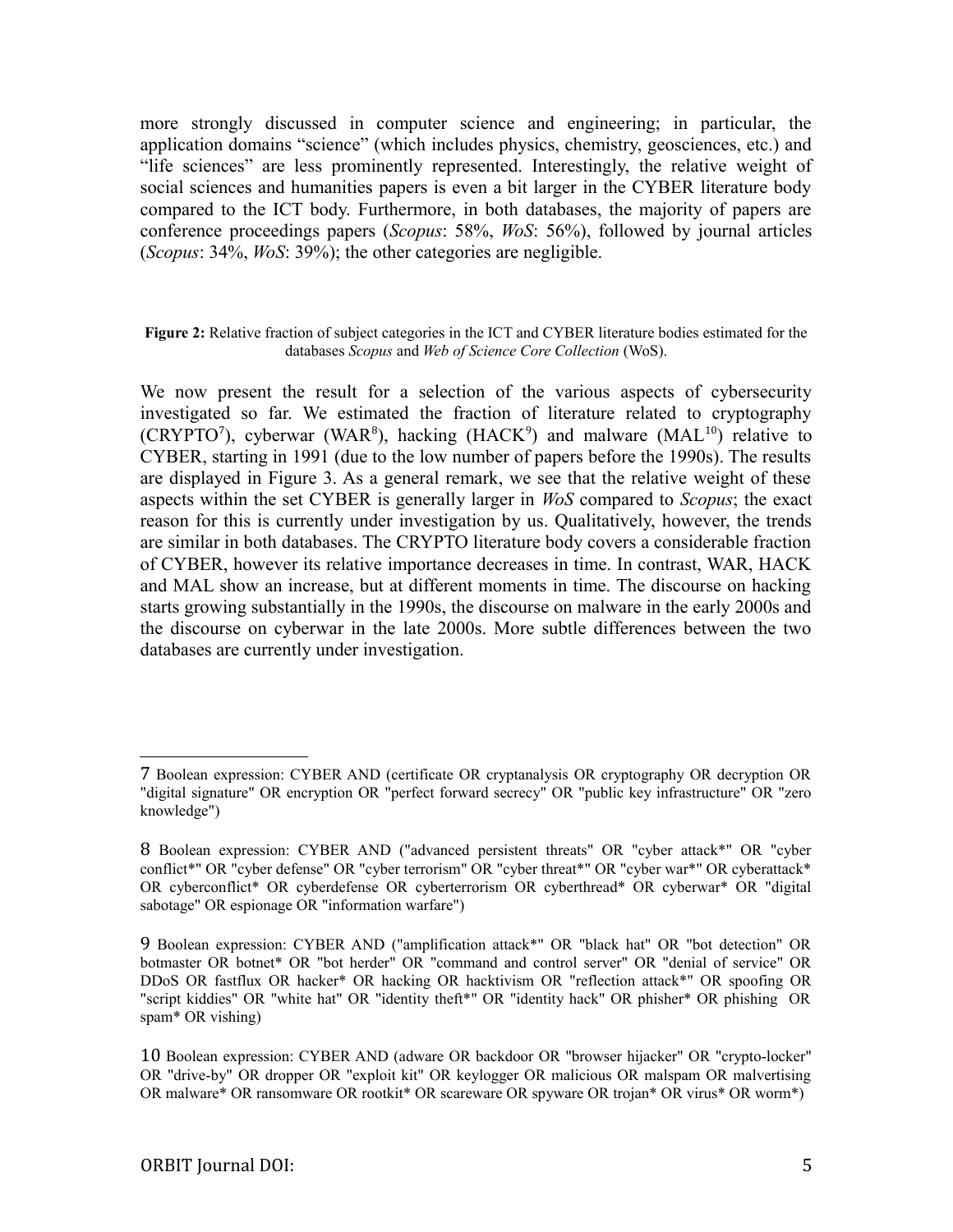more strongly discussed in computer science and engineering; in particular, the application domains "science" (which includes physics, chemistry, geosciences, etc.) and "life sciences" are less prominently represented. Interestingly, the relative weight of social sciences and humanities papers is even a bit larger in the CYBER literature body compared to the ICT body. Furthermore, in both databases, the majority of papers are conference proceedings papers (*Scopus*: 58%, *WoS*: 56%), followed by journal articles (*Scopus*: 34%, *WoS*: 39%); the other categories are negligible.

**Figure 2:** Relative fraction of subject categories in the ICT and CYBER literature bodies estimated for the databases *Scopus* and *Web of Science Core Collection* (WoS).

We now present the result for a selection of the various aspects of cybersecurity investigated so far. We estimated the fraction of literature related to cryptography (CRYPTO[7]), cyberwar (WAR[8]), hacking (HACK[9]) and malware (MAL[10]) relative to CYBER, starting in 1991 (due to the low number of papers before the 1990s). The results are displayed in Figure 3. As a general remark, we see that the relative weight of these aspects within the set CYBER is generally larger in *WoS* compared to *Scopus*; the exact reason for this is currently under investigation by us. Qualitatively, however, the trends are similar in both databases. The CRYPTO literature body covers a considerable fraction of CYBER, however its relative importance decreases in time. In contrast, WAR, HACK and MAL show an increase, but at different moments in time. The discourse on hacking starts growing substantially in the 1990s, the discourse on malware in the early 2000s and the discourse on cyberwar in the late 2000s. More subtle differences between the two databases are currently under investigation.

---

7 Boolean expression: CYBER AND (certificate OR cryptanalysis OR cryptography OR decryption OR "digital signature" OR encryption OR "perfect forward secrecy" OR "public key infrastructure" OR "zero knowledge")

8 Boolean expression: CYBER AND ("advanced persistent threats" OR "cyber attack*" OR "cyber conflict*" OR "cyber defense" OR "cyber terrorism" OR "cyber threat*" OR "cyber war*" OR cyberattack* OR cyberconflict* OR cyberdefense OR cyberterrorism OR cyberthread* OR cyberwar* OR "digital sabotage" OR espionage OR "information warfare")

9 Boolean expression: CYBER AND ("amplification attack*" OR "black hat" OR "bot detection" OR botmaster OR botnet* OR "bot herder" OR "command and control server" OR "denial of service" OR DDoS OR fastflux OR hacker* OR hacking OR hacktivism OR "reflection attack*" OR spoofing OR "script kiddies" OR "white hat" OR "identity theft*" OR "identity hack" OR phisher* OR phishing OR spam* OR vishing)

10 Boolean expression: CYBER AND (adware OR backdoor OR "browser hijacker" OR "crypto-locker" OR "drive-by" OR dropper OR "exploit kit" OR keylogger OR malicious OR malspam OR malvertising OR malware* OR ransomware OR rootkit* OR scareware OR spyware OR trojan* OR virus* OR worm*)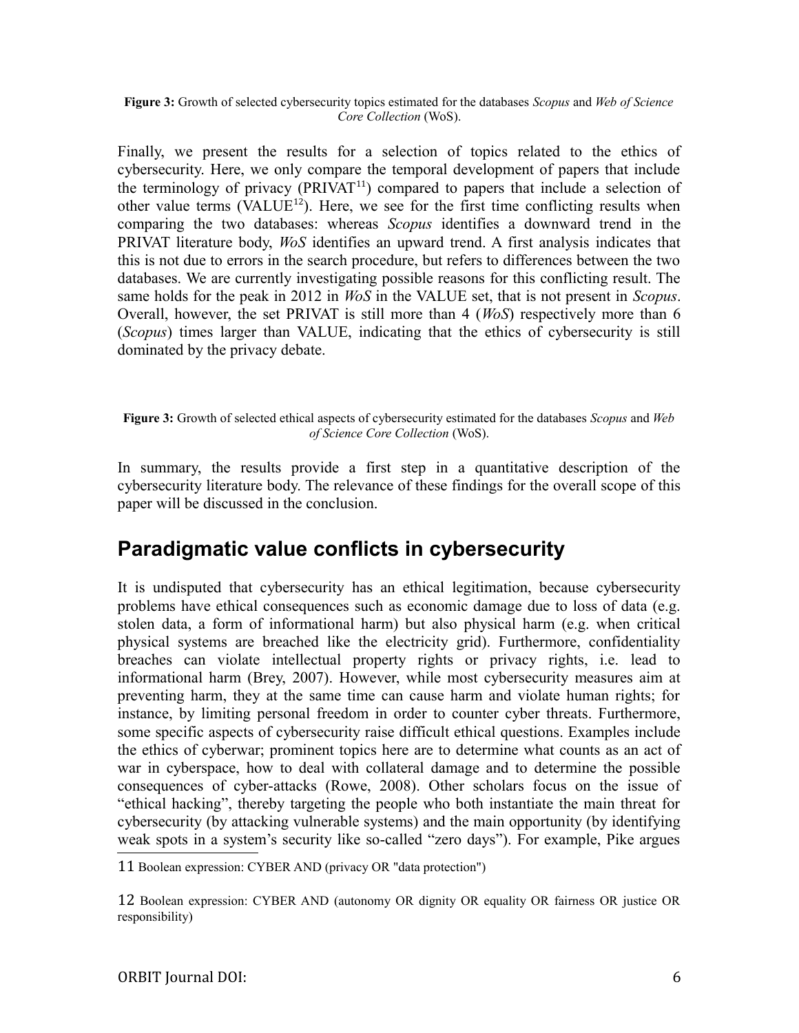**Figure 3:** Growth of selected cybersecurity topics estimated for the databases *Scopus* and *Web of Science Core Collection* (WoS).

Finally, we present the results for a selection of topics related to the ethics of cybersecurity. Here, we only compare the temporal development of papers that include the terminology of privacy (PRIVAT[11]) compared to papers that include a selection of other value terms (VALUE[12]). Here, we see for the first time conflicting results when comparing the two databases: whereas *Scopus* identifies a downward trend in the PRIVAT literature body, *WoS* identifies an upward trend. A first analysis indicates that this is not due to errors in the search procedure, but refers to differences between the two databases. We are currently investigating possible reasons for this conflicting result. The same holds for the peak in 2012 in *WoS* in the VALUE set, that is not present in *Scopus*. Overall, however, the set PRIVAT is still more than 4 (*WoS*) respectively more than 6 (*Scopus*) times larger than VALUE, indicating that the ethics of cybersecurity is still dominated by the privacy debate.

**Figure 3:** Growth of selected ethical aspects of cybersecurity estimated for the databases *Scopus* and *Web of Science Core Collection* (WoS).

In summary, the results provide a first step in a quantitative description of the cybersecurity literature body. The relevance of these findings for the overall scope of this paper will be discussed in the conclusion.

## Paradigmatic value conflicts in cybersecurity

It is undisputed that cybersecurity has an ethical legitimation, because cybersecurity problems have ethical consequences such as economic damage due to loss of data (e.g. stolen data, a form of informational harm) but also physical harm (e.g. when critical physical systems are breached like the electricity grid). Furthermore, confidentiality breaches can violate intellectual property rights or privacy rights, i.e. lead to informational harm (Brey, 2007). However, while most cybersecurity measures aim at preventing harm, they at the same time can cause harm and violate human rights; for instance, by limiting personal freedom in order to counter cyber threats. Furthermore, some specific aspects of cybersecurity raise difficult ethical questions. Examples include the ethics of cyberwar; prominent topics here are to determine what counts as an act of war in cyberspace, how to deal with collateral damage and to determine the possible consequences of cyber-attacks (Rowe, 2008). Other scholars focus on the issue of "ethical hacking", thereby targeting the people who both instantiate the main threat for cybersecurity (by attacking vulnerable systems) and the main opportunity (by identifying weak spots in a system's security like so-called "zero days"). For example, Pike argues

---

[11] Boolean expression: CYBER AND (privacy OR "data protection")

[12] Boolean expression: CYBER AND (autonomy OR dignity OR equality OR fairness OR justice OR responsibility)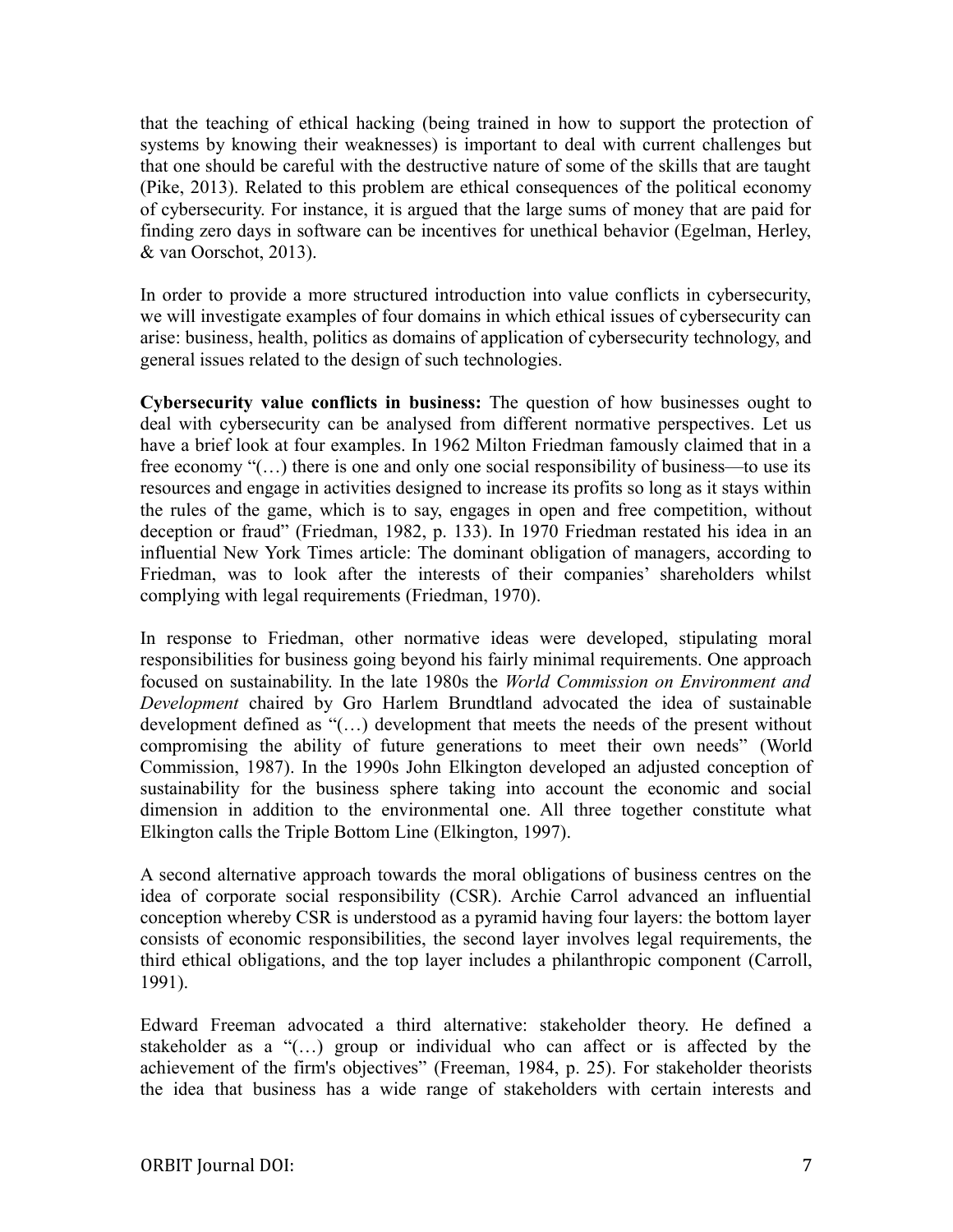that the teaching of ethical hacking (being trained in how to support the protection of systems by knowing their weaknesses) is important to deal with current challenges but that one should be careful with the destructive nature of some of the skills that are taught (Pike, 2013). Related to this problem are ethical consequences of the political economy of cybersecurity. For instance, it is argued that the large sums of money that are paid for finding zero days in software can be incentives for unethical behavior (Egelman, Herley, & van Oorschot, 2013).

In order to provide a more structured introduction into value conflicts in cybersecurity, we will investigate examples of four domains in which ethical issues of cybersecurity can arise: business, health, politics as domains of application of cybersecurity technology, and general issues related to the design of such technologies.

**Cybersecurity value conflicts in business:** The question of how businesses ought to deal with cybersecurity can be analysed from different normative perspectives. Let us have a brief look at four examples. In 1962 Milton Friedman famously claimed that in a free economy "(…) there is one and only one social responsibility of business—to use its resources and engage in activities designed to increase its profits so long as it stays within the rules of the game, which is to say, engages in open and free competition, without deception or fraud" (Friedman, 1982, p. 133). In 1970 Friedman restated his idea in an influential New York Times article: The dominant obligation of managers, according to Friedman, was to look after the interests of their companies' shareholders whilst complying with legal requirements (Friedman, 1970).

In response to Friedman, other normative ideas were developed, stipulating moral responsibilities for business going beyond his fairly minimal requirements. One approach focused on sustainability. In the late 1980s the *World Commission on Environment and Development* chaired by Gro Harlem Brundtland advocated the idea of sustainable development defined as "(…) development that meets the needs of the present without compromising the ability of future generations to meet their own needs" (World Commission, 1987). In the 1990s John Elkington developed an adjusted conception of sustainability for the business sphere taking into account the economic and social dimension in addition to the environmental one. All three together constitute what Elkington calls the Triple Bottom Line (Elkington, 1997).

A second alternative approach towards the moral obligations of business centres on the idea of corporate social responsibility (CSR). Archie Carrol advanced an influential conception whereby CSR is understood as a pyramid having four layers: the bottom layer consists of economic responsibilities, the second layer involves legal requirements, the third ethical obligations, and the top layer includes a philanthropic component (Carroll, 1991).

Edward Freeman advocated a third alternative: stakeholder theory. He defined a stakeholder as a "(…) group or individual who can affect or is affected by the achievement of the firm's objectives" (Freeman, 1984, p. 25). For stakeholder theorists the idea that business has a wide range of stakeholders with certain interests and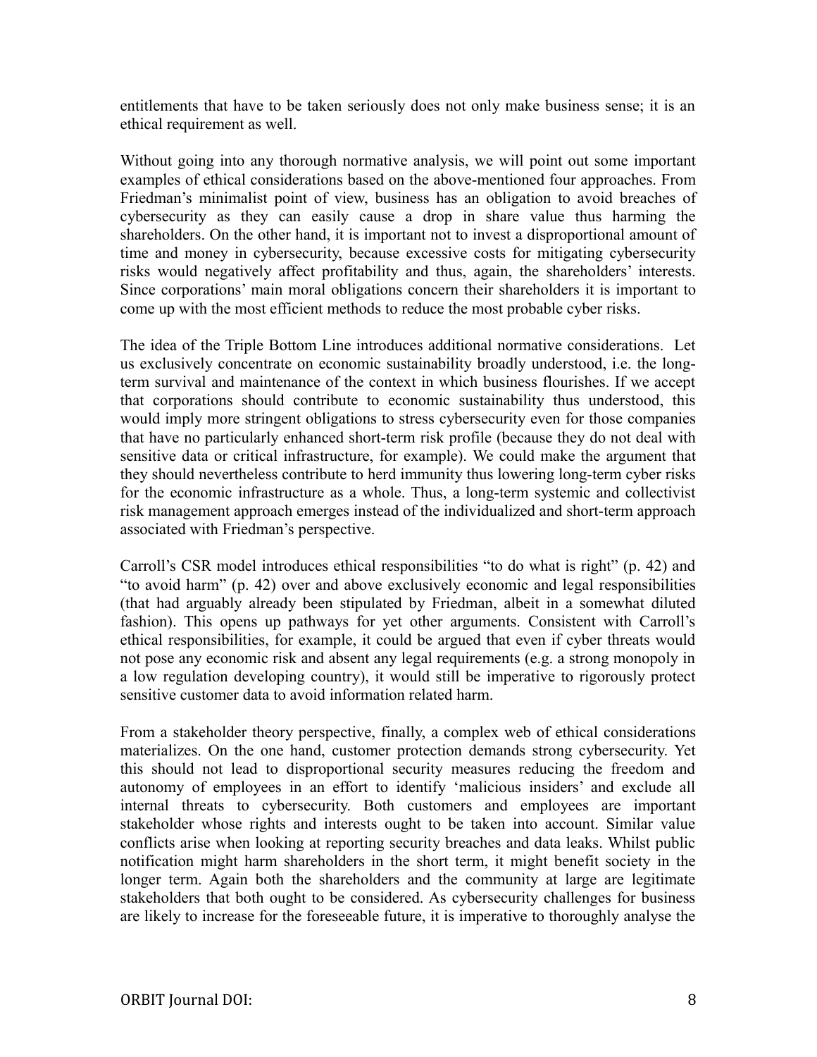entitlements that have to be taken seriously does not only make business sense; it is an ethical requirement as well.

Without going into any thorough normative analysis, we will point out some important examples of ethical considerations based on the above-mentioned four approaches. From Friedman's minimalist point of view, business has an obligation to avoid breaches of cybersecurity as they can easily cause a drop in share value thus harming the shareholders. On the other hand, it is important not to invest a disproportional amount of time and money in cybersecurity, because excessive costs for mitigating cybersecurity risks would negatively affect profitability and thus, again, the shareholders' interests. Since corporations' main moral obligations concern their shareholders it is important to come up with the most efficient methods to reduce the most probable cyber risks.

The idea of the Triple Bottom Line introduces additional normative considerations. Let us exclusively concentrate on economic sustainability broadly understood, i.e. the long-term survival and maintenance of the context in which business flourishes. If we accept that corporations should contribute to economic sustainability thus understood, this would imply more stringent obligations to stress cybersecurity even for those companies that have no particularly enhanced short-term risk profile (because they do not deal with sensitive data or critical infrastructure, for example). We could make the argument that they should nevertheless contribute to herd immunity thus lowering long-term cyber risks for the economic infrastructure as a whole. Thus, a long-term systemic and collectivist risk management approach emerges instead of the individualized and short-term approach associated with Friedman's perspective.

Carroll's CSR model introduces ethical responsibilities "to do what is right" (p. 42) and "to avoid harm" (p. 42) over and above exclusively economic and legal responsibilities (that had arguably already been stipulated by Friedman, albeit in a somewhat diluted fashion). This opens up pathways for yet other arguments. Consistent with Carroll's ethical responsibilities, for example, it could be argued that even if cyber threats would not pose any economic risk and absent any legal requirements (e.g. a strong monopoly in a low regulation developing country), it would still be imperative to rigorously protect sensitive customer data to avoid information related harm.

From a stakeholder theory perspective, finally, a complex web of ethical considerations materializes. On the one hand, customer protection demands strong cybersecurity. Yet this should not lead to disproportional security measures reducing the freedom and autonomy of employees in an effort to identify 'malicious insiders' and exclude all internal threats to cybersecurity. Both customers and employees are important stakeholder whose rights and interests ought to be taken into account. Similar value conflicts arise when looking at reporting security breaches and data leaks. Whilst public notification might harm shareholders in the short term, it might benefit society in the longer term. Again both the shareholders and the community at large are legitimate stakeholders that both ought to be considered. As cybersecurity challenges for business are likely to increase for the foreseeable future, it is imperative to thoroughly analyse the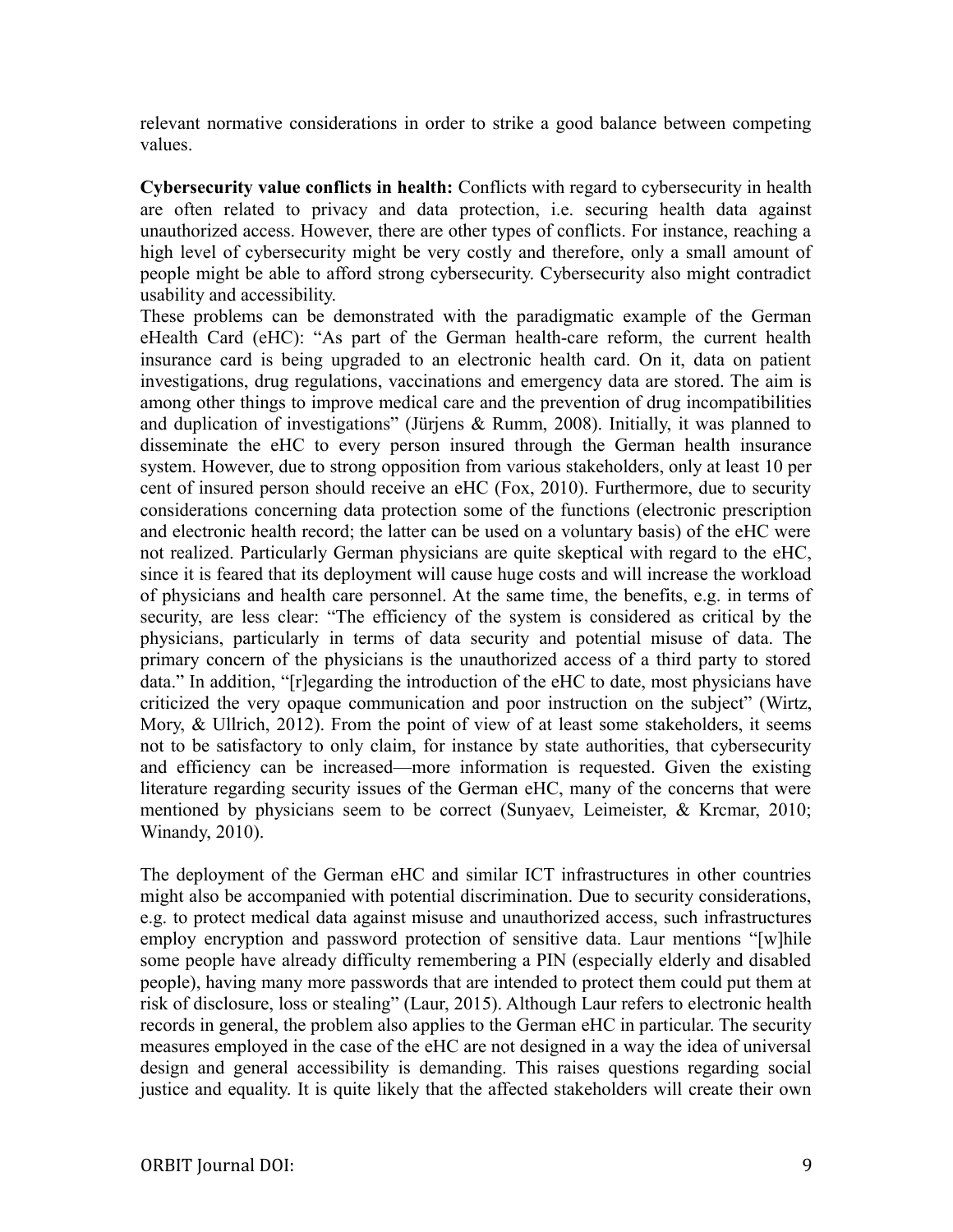relevant normative considerations in order to strike a good balance between competing values.

**Cybersecurity value conflicts in health:** Conflicts with regard to cybersecurity in health are often related to privacy and data protection, i.e. securing health data against unauthorized access. However, there are other types of conflicts. For instance, reaching a high level of cybersecurity might be very costly and therefore, only a small amount of people might be able to afford strong cybersecurity. Cybersecurity also might contradict usability and accessibility.

These problems can be demonstrated with the paradigmatic example of the German eHealth Card (eHC): "As part of the German health-care reform, the current health insurance card is being upgraded to an electronic health card. On it, data on patient investigations, drug regulations, vaccinations and emergency data are stored. The aim is among other things to improve medical care and the prevention of drug incompatibilities and duplication of investigations" (Jürjens & Rumm, 2008). Initially, it was planned to disseminate the eHC to every person insured through the German health insurance system. However, due to strong opposition from various stakeholders, only at least 10 per cent of insured person should receive an eHC (Fox, 2010). Furthermore, due to security considerations concerning data protection some of the functions (electronic prescription and electronic health record; the latter can be used on a voluntary basis) of the eHC were not realized. Particularly German physicians are quite skeptical with regard to the eHC, since it is feared that its deployment will cause huge costs and will increase the workload of physicians and health care personnel. At the same time, the benefits, e.g. in terms of security, are less clear: "The efficiency of the system is considered as critical by the physicians, particularly in terms of data security and potential misuse of data. The primary concern of the physicians is the unauthorized access of a third party to stored data." In addition, "[r]egarding the introduction of the eHC to date, most physicians have criticized the very opaque communication and poor instruction on the subject" (Wirtz, Mory, & Ullrich, 2012). From the point of view of at least some stakeholders, it seems not to be satisfactory to only claim, for instance by state authorities, that cybersecurity and efficiency can be increased—more information is requested. Given the existing literature regarding security issues of the German eHC, many of the concerns that were mentioned by physicians seem to be correct (Sunyaev, Leimeister, & Krcmar, 2010; Winandy, 2010).

The deployment of the German eHC and similar ICT infrastructures in other countries might also be accompanied with potential discrimination. Due to security considerations, e.g. to protect medical data against misuse and unauthorized access, such infrastructures employ encryption and password protection of sensitive data. Laur mentions "[w]hile some people have already difficulty remembering a PIN (especially elderly and disabled people), having many more passwords that are intended to protect them could put them at risk of disclosure, loss or stealing" (Laur, 2015). Although Laur refers to electronic health records in general, the problem also applies to the German eHC in particular. The security measures employed in the case of the eHC are not designed in a way the idea of universal design and general accessibility is demanding. This raises questions regarding social justice and equality. It is quite likely that the affected stakeholders will create their own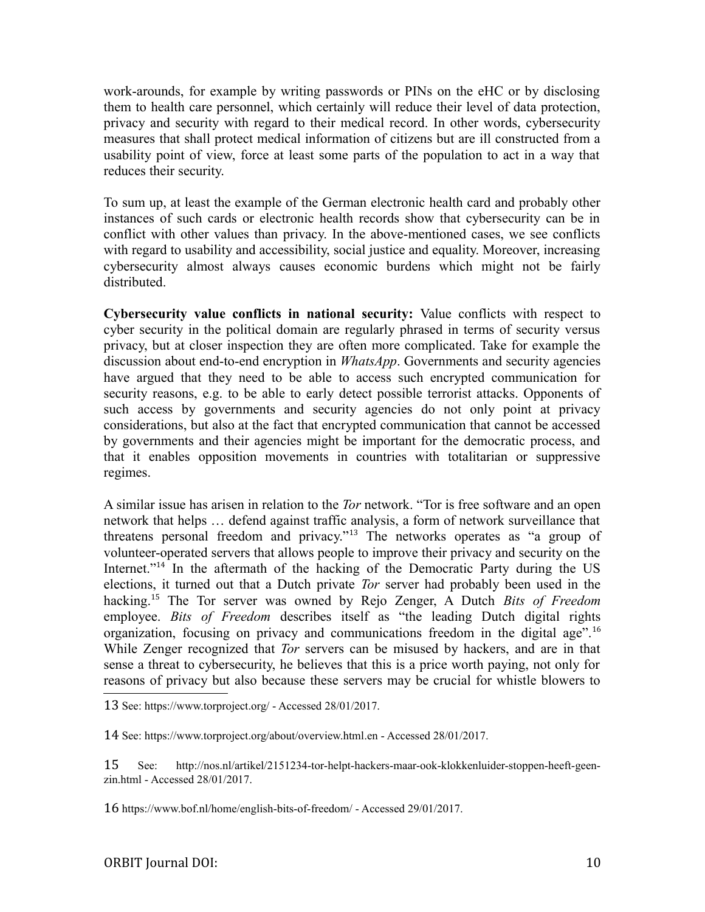work-arounds, for example by writing passwords or PINs on the eHC or by disclosing them to health care personnel, which certainly will reduce their level of data protection, privacy and security with regard to their medical record. In other words, cybersecurity measures that shall protect medical information of citizens but are ill constructed from a usability point of view, force at least some parts of the population to act in a way that reduces their security.

To sum up, at least the example of the German electronic health card and probably other instances of such cards or electronic health records show that cybersecurity can be in conflict with other values than privacy. In the above-mentioned cases, we see conflicts with regard to usability and accessibility, social justice and equality. Moreover, increasing cybersecurity almost always causes economic burdens which might not be fairly distributed.

**Cybersecurity value conflicts in national security:** Value conflicts with respect to cyber security in the political domain are regularly phrased in terms of security versus privacy, but at closer inspection they are often more complicated. Take for example the discussion about end-to-end encryption in *WhatsApp*. Governments and security agencies have argued that they need to be able to access such encrypted communication for security reasons, e.g. to be able to early detect possible terrorist attacks. Opponents of such access by governments and security agencies do not only point at privacy considerations, but also at the fact that encrypted communication that cannot be accessed by governments and their agencies might be important for the democratic process, and that it enables opposition movements in countries with totalitarian or suppressive regimes.

A similar issue has arisen in relation to the *Tor* network. "Tor is free software and an open network that helps … defend against traffic analysis, a form of network surveillance that threatens personal freedom and privacy."[13] The networks operates as "a group of volunteer-operated servers that allows people to improve their privacy and security on the Internet."[14] In the aftermath of the hacking of the Democratic Party during the US elections, it turned out that a Dutch private *Tor* server had probably been used in the hacking.[15] The Tor server was owned by Rejo Zenger, A Dutch *Bits of Freedom* employee. *Bits of Freedom* describes itself as "the leading Dutch digital rights organization, focusing on privacy and communications freedom in the digital age".[16] While Zenger recognized that *Tor* servers can be misused by hackers, and are in that sense a threat to cybersecurity, he believes that this is a price worth paying, not only for reasons of privacy but also because these servers may be crucial for whistle blowers to

13 See: https://www.torproject.org/ - Accessed 28/01/2017.

14 See: https://www.torproject.org/about/overview.html.en - Accessed 28/01/2017.

15 See: http://nos.nl/artikel/2151234-tor-helpt-hackers-maar-ook-klokkenluider-stoppen-heeft-geen-zin.html - Accessed 28/01/2017.

16 https://www.bof.nl/home/english-bits-of-freedom/ - Accessed 29/01/2017.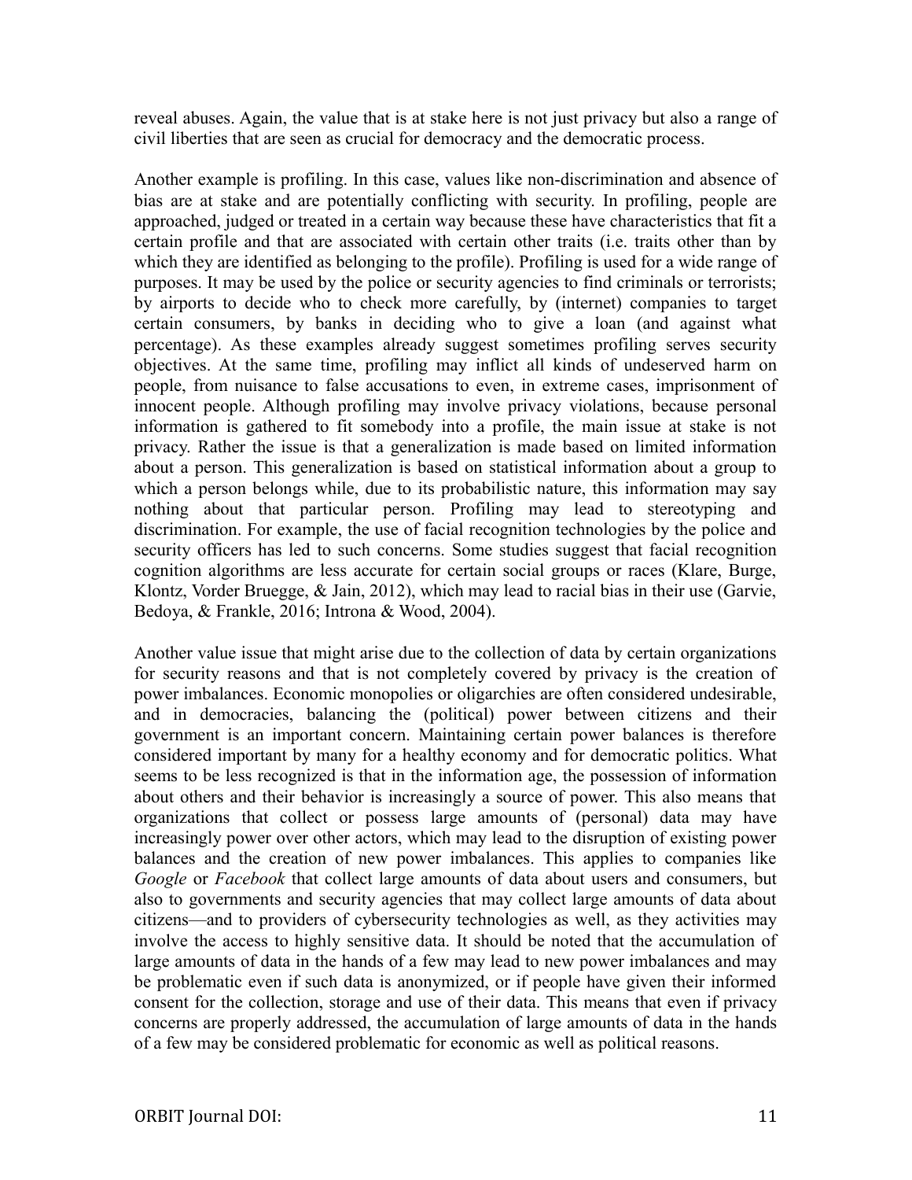reveal abuses. Again, the value that is at stake here is not just privacy but also a range of civil liberties that are seen as crucial for democracy and the democratic process.

Another example is profiling. In this case, values like non-discrimination and absence of bias are at stake and are potentially conflicting with security. In profiling, people are approached, judged or treated in a certain way because these have characteristics that fit a certain profile and that are associated with certain other traits (i.e. traits other than by which they are identified as belonging to the profile). Profiling is used for a wide range of purposes. It may be used by the police or security agencies to find criminals or terrorists; by airports to decide who to check more carefully, by (internet) companies to target certain consumers, by banks in deciding who to give a loan (and against what percentage). As these examples already suggest sometimes profiling serves security objectives. At the same time, profiling may inflict all kinds of undeserved harm on people, from nuisance to false accusations to even, in extreme cases, imprisonment of innocent people. Although profiling may involve privacy violations, because personal information is gathered to fit somebody into a profile, the main issue at stake is not privacy. Rather the issue is that a generalization is made based on limited information about a person. This generalization is based on statistical information about a group to which a person belongs while, due to its probabilistic nature, this information may say nothing about that particular person. Profiling may lead to stereotyping and discrimination. For example, the use of facial recognition technologies by the police and security officers has led to such concerns. Some studies suggest that facial recognition cognition algorithms are less accurate for certain social groups or races (Klare, Burge, Klontz, Vorder Bruegge, & Jain, 2012), which may lead to racial bias in their use (Garvie, Bedoya, & Frankle, 2016; Introna & Wood, 2004).

Another value issue that might arise due to the collection of data by certain organizations for security reasons and that is not completely covered by privacy is the creation of power imbalances. Economic monopolies or oligarchies are often considered undesirable, and in democracies, balancing the (political) power between citizens and their government is an important concern. Maintaining certain power balances is therefore considered important by many for a healthy economy and for democratic politics. What seems to be less recognized is that in the information age, the possession of information about others and their behavior is increasingly a source of power. This also means that organizations that collect or possess large amounts of (personal) data may have increasingly power over other actors, which may lead to the disruption of existing power balances and the creation of new power imbalances. This applies to companies like *Google* or *Facebook* that collect large amounts of data about users and consumers, but also to governments and security agencies that may collect large amounts of data about citizens—and to providers of cybersecurity technologies as well, as they activities may involve the access to highly sensitive data. It should be noted that the accumulation of large amounts of data in the hands of a few may lead to new power imbalances and may be problematic even if such data is anonymized, or if people have given their informed consent for the collection, storage and use of their data. This means that even if privacy concerns are properly addressed, the accumulation of large amounts of data in the hands of a few may be considered problematic for economic as well as political reasons.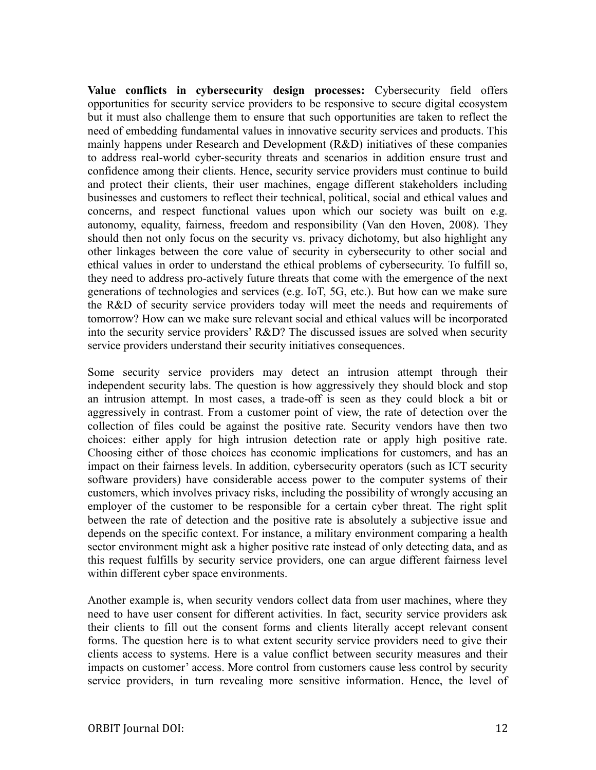**Value conflicts in cybersecurity design processes:** Cybersecurity field offers opportunities for security service providers to be responsive to secure digital ecosystem but it must also challenge them to ensure that such opportunities are taken to reflect the need of embedding fundamental values in innovative security services and products. This mainly happens under Research and Development (R&D) initiatives of these companies to address real-world cyber-security threats and scenarios in addition ensure trust and confidence among their clients. Hence, security service providers must continue to build and protect their clients, their user machines, engage different stakeholders including businesses and customers to reflect their technical, political, social and ethical values and concerns, and respect functional values upon which our society was built on e.g. autonomy, equality, fairness, freedom and responsibility (Van den Hoven, 2008). They should then not only focus on the security vs. privacy dichotomy, but also highlight any other linkages between the core value of security in cybersecurity to other social and ethical values in order to understand the ethical problems of cybersecurity. To fulfill so, they need to address pro-actively future threats that come with the emergence of the next generations of technologies and services (e.g. IoT, 5G, etc.). But how can we make sure the R&D of security service providers today will meet the needs and requirements of tomorrow? How can we make sure relevant social and ethical values will be incorporated into the security service providers' R&D? The discussed issues are solved when security service providers understand their security initiatives consequences.

Some security service providers may detect an intrusion attempt through their independent security labs. The question is how aggressively they should block and stop an intrusion attempt. In most cases, a trade-off is seen as they could block a bit or aggressively in contrast. From a customer point of view, the rate of detection over the collection of files could be against the positive rate. Security vendors have then two choices: either apply for high intrusion detection rate or apply high positive rate. Choosing either of those choices has economic implications for customers, and has an impact on their fairness levels. In addition, cybersecurity operators (such as ICT security software providers) have considerable access power to the computer systems of their customers, which involves privacy risks, including the possibility of wrongly accusing an employer of the customer to be responsible for a certain cyber threat. The right split between the rate of detection and the positive rate is absolutely a subjective issue and depends on the specific context. For instance, a military environment comparing a health sector environment might ask a higher positive rate instead of only detecting data, and as this request fulfills by security service providers, one can argue different fairness level within different cyber space environments.

Another example is, when security vendors collect data from user machines, where they need to have user consent for different activities. In fact, security service providers ask their clients to fill out the consent forms and clients literally accept relevant consent forms. The question here is to what extent security service providers need to give their clients access to systems. Here is a value conflict between security measures and their impacts on customer' access. More control from customers cause less control by security service providers, in turn revealing more sensitive information. Hence, the level of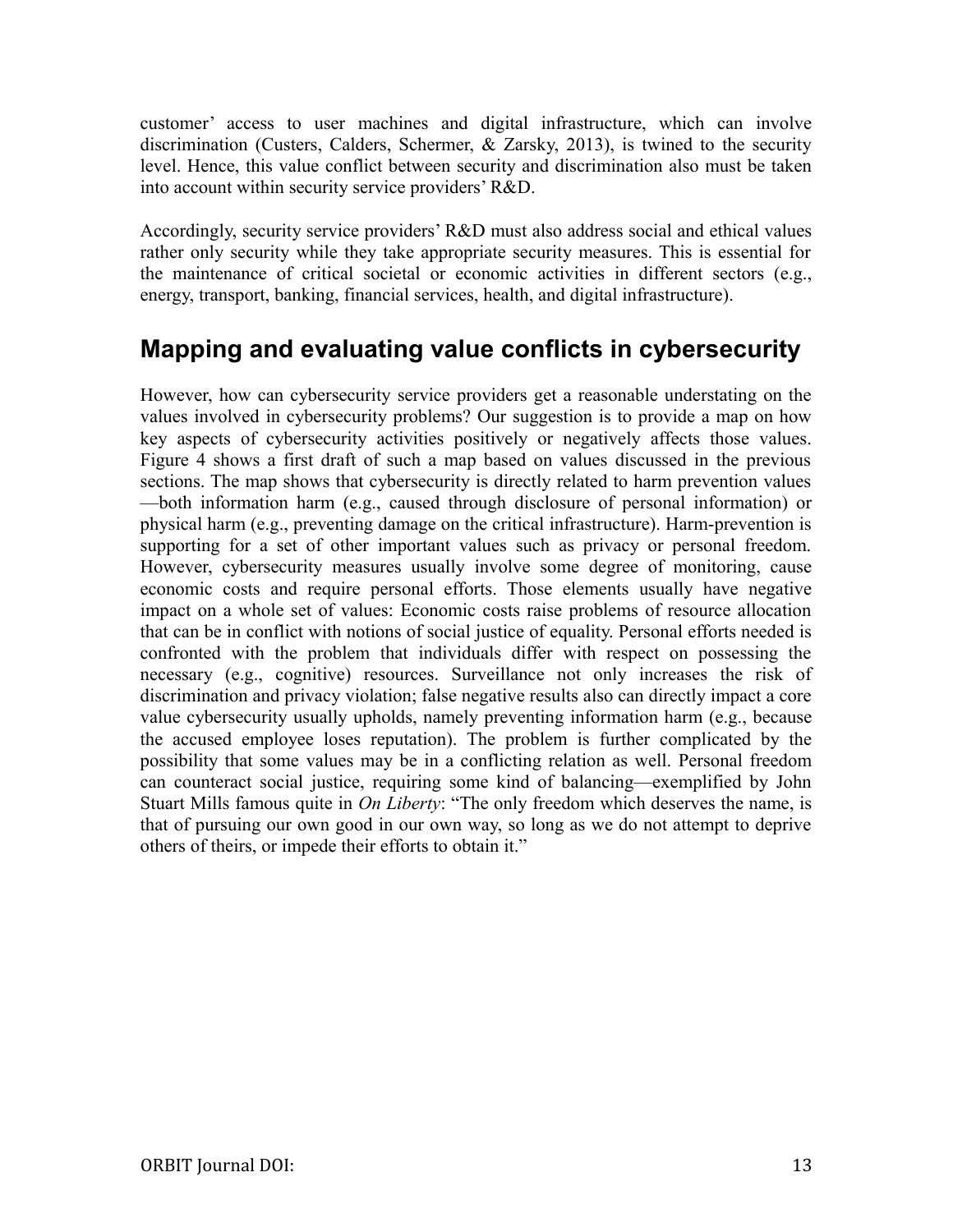customer' access to user machines and digital infrastructure, which can involve discrimination (Custers, Calders, Schermer, & Zarsky, 2013), is twined to the security level. Hence, this value conflict between security and discrimination also must be taken into account within security service providers' R&D.

Accordingly, security service providers' R&D must also address social and ethical values rather only security while they take appropriate security measures. This is essential for the maintenance of critical societal or economic activities in different sectors (e.g., energy, transport, banking, financial services, health, and digital infrastructure).

## Mapping and evaluating value conflicts in cybersecurity

However, how can cybersecurity service providers get a reasonable understating on the values involved in cybersecurity problems? Our suggestion is to provide a map on how key aspects of cybersecurity activities positively or negatively affects those values. Figure 4 shows a first draft of such a map based on values discussed in the previous sections. The map shows that cybersecurity is directly related to harm prevention values —both information harm (e.g., caused through disclosure of personal information) or physical harm (e.g., preventing damage on the critical infrastructure). Harm-prevention is supporting for a set of other important values such as privacy or personal freedom. However, cybersecurity measures usually involve some degree of monitoring, cause economic costs and require personal efforts. Those elements usually have negative impact on a whole set of values: Economic costs raise problems of resource allocation that can be in conflict with notions of social justice of equality. Personal efforts needed is confronted with the problem that individuals differ with respect on possessing the necessary (e.g., cognitive) resources. Surveillance not only increases the risk of discrimination and privacy violation; false negative results also can directly impact a core value cybersecurity usually upholds, namely preventing information harm (e.g., because the accused employee loses reputation). The problem is further complicated by the possibility that some values may be in a conflicting relation as well. Personal freedom can counteract social justice, requiring some kind of balancing—exemplified by John Stuart Mills famous quite in *On Liberty*: "The only freedom which deserves the name, is that of pursuing our own good in our own way, so long as we do not attempt to deprive others of theirs, or impede their efforts to obtain it."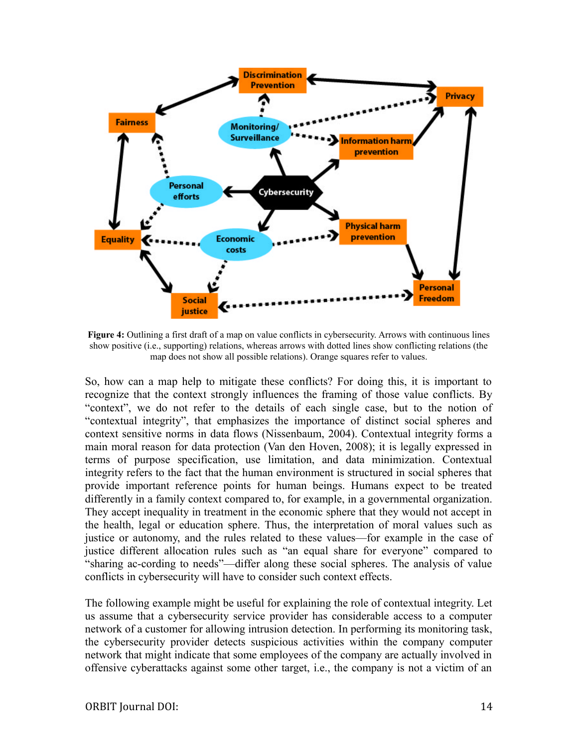**Figure 4:** Outlining a first draft of a map on value conflicts in cybersecurity. Arrows with continuous lines show positive (i.e., supporting) relations, whereas arrows with dotted lines show conflicting relations (the map does not show all possible relations). Orange squares refer to values.

So, how can a map help to mitigate these conflicts? For doing this, it is important to recognize that the context strongly influences the framing of those value conflicts. By "context", we do not refer to the details of each single case, but to the notion of "contextual integrity", that emphasizes the importance of distinct social spheres and context sensitive norms in data flows (Nissenbaum, 2004). Contextual integrity forms a main moral reason for data protection (Van den Hoven, 2008); it is legally expressed in terms of purpose specification, use limitation, and data minimization. Contextual integrity refers to the fact that the human environment is structured in social spheres that provide important reference points for human beings. Humans expect to be treated differently in a family context compared to, for example, in a governmental organization. They accept inequality in treatment in the economic sphere that they would not accept in the health, legal or education sphere. Thus, the interpretation of moral values such as justice or autonomy, and the rules related to these values—for example in the case of justice different allocation rules such as "an equal share for everyone" compared to "sharing ac-cording to needs"—differ along these social spheres. The analysis of value conflicts in cybersecurity will have to consider such context effects.

The following example might be useful for explaining the role of contextual integrity. Let us assume that a cybersecurity service provider has considerable access to a computer network of a customer for allowing intrusion detection. In performing its monitoring task, the cybersecurity provider detects suspicious activities within the company computer network that might indicate that some employees of the company are actually involved in offensive cyberattacks against some other target, i.e., the company is not a victim of an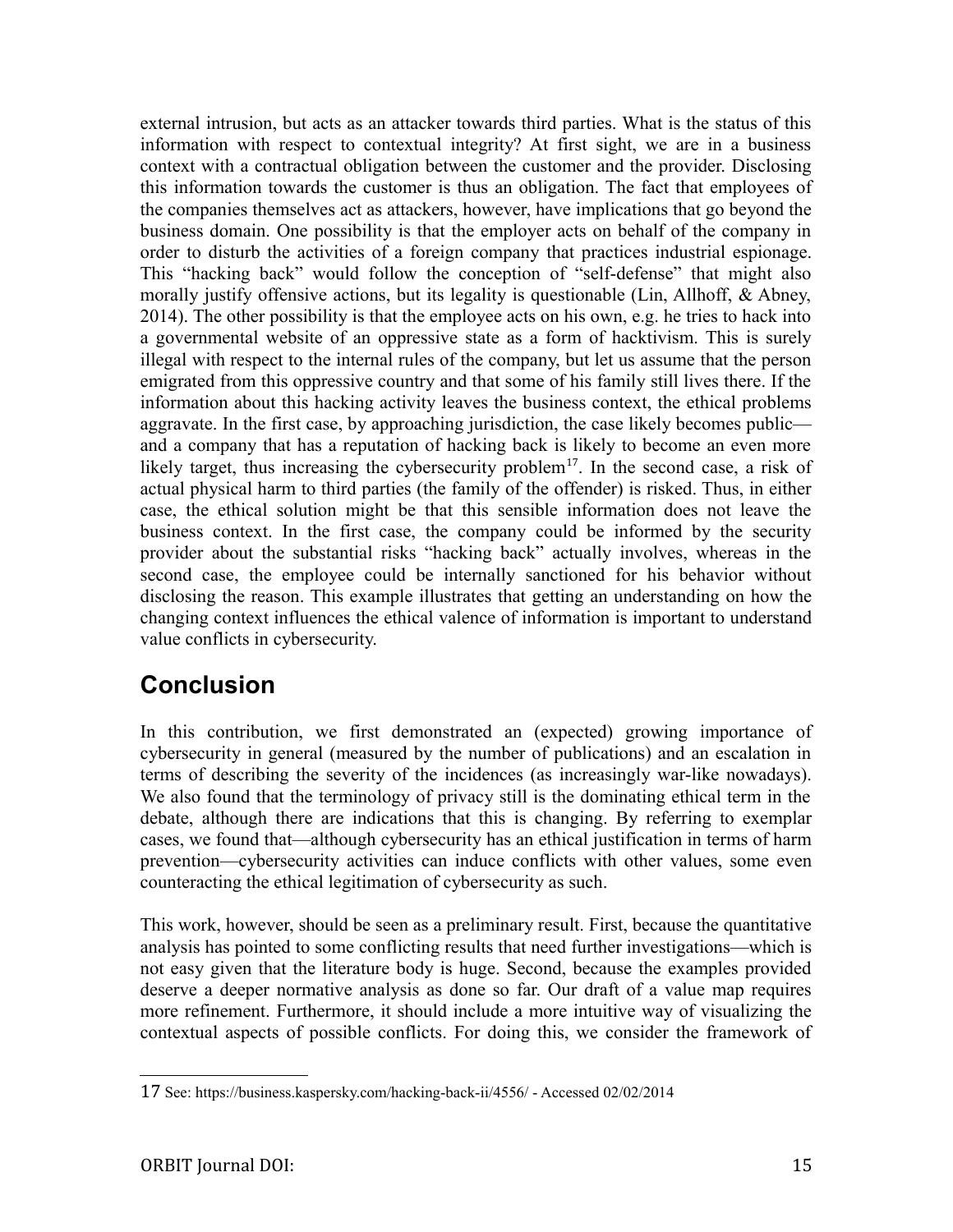external intrusion, but acts as an attacker towards third parties. What is the status of this information with respect to contextual integrity? At first sight, we are in a business context with a contractual obligation between the customer and the provider. Disclosing this information towards the customer is thus an obligation. The fact that employees of the companies themselves act as attackers, however, have implications that go beyond the business domain. One possibility is that the employer acts on behalf of the company in order to disturb the activities of a foreign company that practices industrial espionage. This "hacking back" would follow the conception of "self-defense" that might also morally justify offensive actions, but its legality is questionable (Lin, Allhoff, & Abney, 2014). The other possibility is that the employee acts on his own, e.g. he tries to hack into a governmental website of an oppressive state as a form of hacktivism. This is surely illegal with respect to the internal rules of the company, but let us assume that the person emigrated from this oppressive country and that some of his family still lives there. If the information about this hacking activity leaves the business context, the ethical problems aggravate. In the first case, by approaching jurisdiction, the case likely becomes public—and a company that has a reputation of hacking back is likely to become an even more likely target, thus increasing the cybersecurity problem[17]. In the second case, a risk of actual physical harm to third parties (the family of the offender) is risked. Thus, in either case, the ethical solution might be that this sensible information does not leave the business context. In the first case, the company could be informed by the security provider about the substantial risks "hacking back" actually involves, whereas in the second case, the employee could be internally sanctioned for his behavior without disclosing the reason. This example illustrates that getting an understanding on how the changing context influences the ethical valence of information is important to understand value conflicts in cybersecurity.

## Conclusion

In this contribution, we first demonstrated an (expected) growing importance of cybersecurity in general (measured by the number of publications) and an escalation in terms of describing the severity of the incidences (as increasingly war-like nowadays). We also found that the terminology of privacy still is the dominating ethical term in the debate, although there are indications that this is changing. By referring to exemplar cases, we found that—although cybersecurity has an ethical justification in terms of harm prevention—cybersecurity activities can induce conflicts with other values, some even counteracting the ethical legitimation of cybersecurity as such.

This work, however, should be seen as a preliminary result. First, because the quantitative analysis has pointed to some conflicting results that need further investigations—which is not easy given that the literature body is huge. Second, because the examples provided deserve a deeper normative analysis as done so far. Our draft of a value map requires more refinement. Furthermore, it should include a more intuitive way of visualizing the contextual aspects of possible conflicts. For doing this, we consider the framework of

---

17 See: https://business.kaspersky.com/hacking-back-ii/4556/ - Accessed 02/02/2014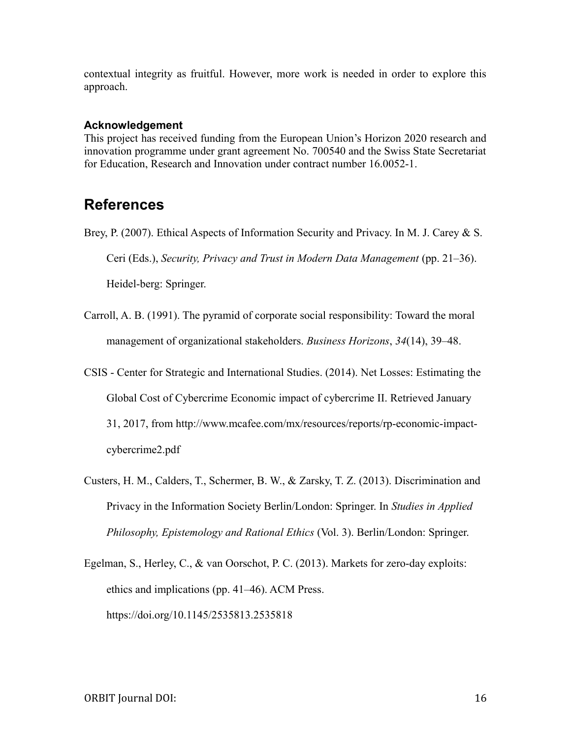contextual integrity as fruitful. However, more work is needed in order to explore this approach.

### Acknowledgement

This project has received funding from the European Union's Horizon 2020 research and innovation programme under grant agreement No. 700540 and the Swiss State Secretariat for Education, Research and Innovation under contract number 16.0052-1.

## References

Brey, P. (2007). Ethical Aspects of Information Security and Privacy. In M. J. Carey & S. Ceri (Eds.), *Security, Privacy and Trust in Modern Data Management* (pp. 21–36). Heidel-berg: Springer.

Carroll, A. B. (1991). The pyramid of corporate social responsibility: Toward the moral management of organizational stakeholders. *Business Horizons*, *34*(14), 39–48.

CSIS - Center for Strategic and International Studies. (2014). Net Losses: Estimating the Global Cost of Cybercrime Economic impact of cybercrime II. Retrieved January 31, 2017, from http://www.mcafee.com/mx/resources/reports/rp-economic-impact-cybercrime2.pdf

Custers, H. M., Calders, T., Schermer, B. W., & Zarsky, T. Z. (2013). Discrimination and Privacy in the Information Society Berlin/London: Springer. In *Studies in Applied Philosophy, Epistemology and Rational Ethics* (Vol. 3). Berlin/London: Springer.

Egelman, S., Herley, C., & van Oorschot, P. C. (2013). Markets for zero-day exploits: ethics and implications (pp. 41–46). ACM Press. https://doi.org/10.1145/2535813.2535818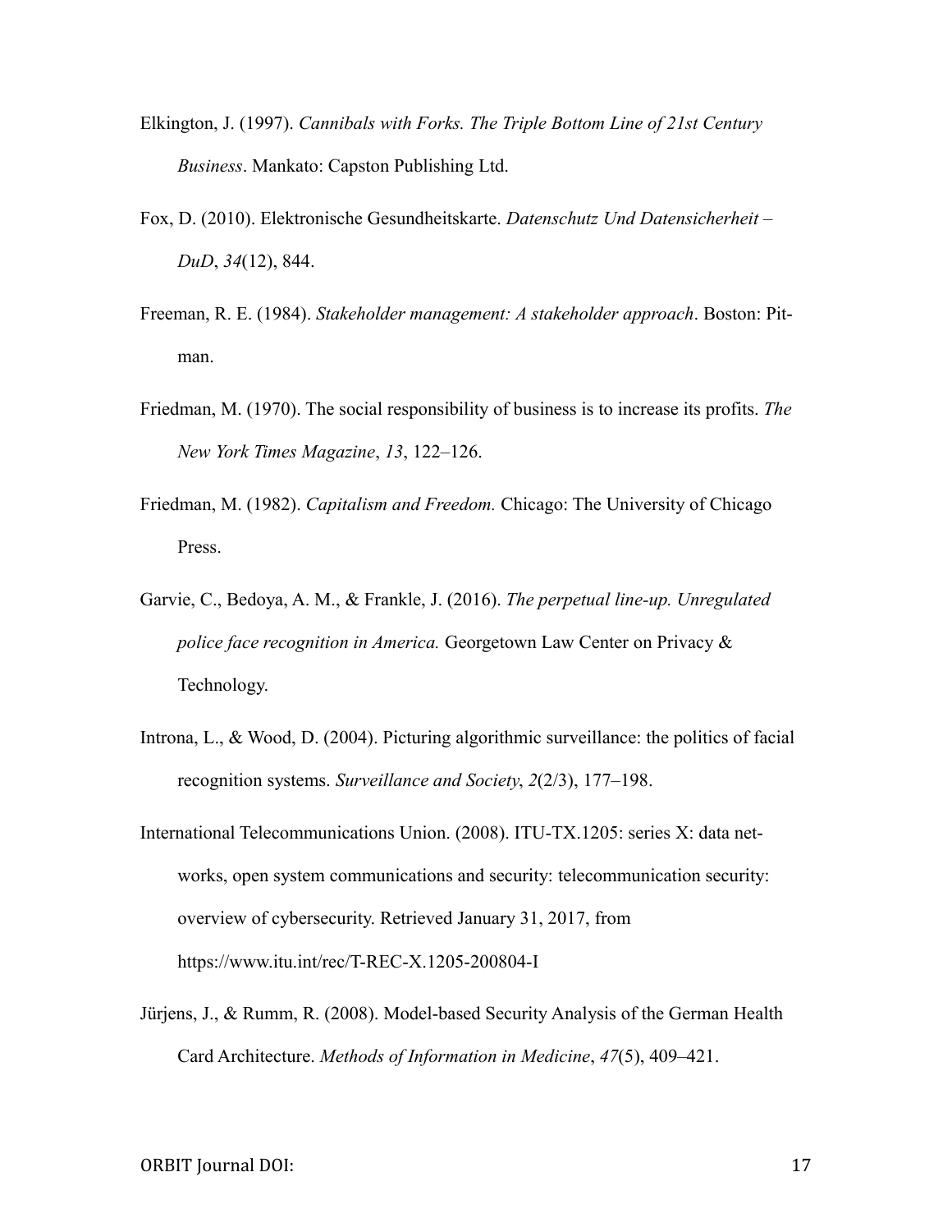Elkington, J. (1997). *Cannibals with Forks. The Triple Bottom Line of 21st Century Business*. Mankato: Capston Publishing Ltd.

Fox, D. (2010). Elektronische Gesundheitskarte. *Datenschutz Und Datensicherheit – DuD*, *34*(12), 844.

Freeman, R. E. (1984). *Stakeholder management: A stakeholder approach*. Boston: Pitman.

Friedman, M. (1970). The social responsibility of business is to increase its profits. *The New York Times Magazine*, *13*, 122–126.

Friedman, M. (1982). *Capitalism and Freedom.* Chicago: The University of Chicago Press.

Garvie, C., Bedoya, A. M., & Frankle, J. (2016). *The perpetual line-up. Unregulated police face recognition in America.* Georgetown Law Center on Privacy & Technology.

Introna, L., & Wood, D. (2004). Picturing algorithmic surveillance: the politics of facial recognition systems. *Surveillance and Society*, *2*(2/3), 177–198.

International Telecommunications Union. (2008). ITU-TX.1205: series X: data networks, open system communications and security: telecommunication security: overview of cybersecurity. Retrieved January 31, 2017, from https://www.itu.int/rec/T-REC-X.1205-200804-I

Jürjens, J., & Rumm, R. (2008). Model-based Security Analysis of the German Health Card Architecture. *Methods of Information in Medicine*, *47*(5), 409–421.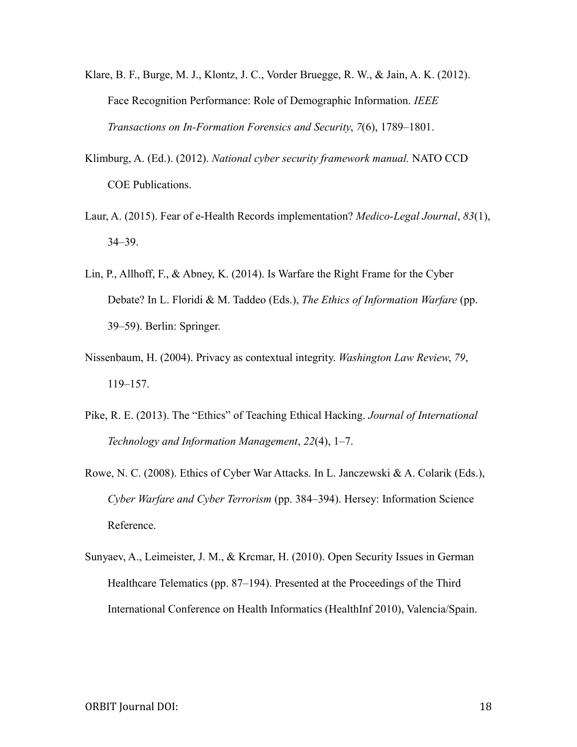Klare, B. F., Burge, M. J., Klontz, J. C., Vorder Bruegge, R. W., & Jain, A. K. (2012). Face Recognition Performance: Role of Demographic Information. *IEEE Transactions on In-Formation Forensics and Security*, *7*(6), 1789–1801.

Klimburg, A. (Ed.). (2012). *National cyber security framework manual.* NATO CCD COE Publications.

Laur, A. (2015). Fear of e-Health Records implementation? *Medico-Legal Journal*, *83*(1), 34–39.

Lin, P., Allhoff, F., & Abney, K. (2014). Is Warfare the Right Frame for the Cyber Debate? In L. Floridi & M. Taddeo (Eds.), *The Ethics of Information Warfare* (pp. 39–59). Berlin: Springer.

Nissenbaum, H. (2004). Privacy as contextual integrity. *Washington Law Review*, *79*, 119–157.

Pike, R. E. (2013). The "Ethics" of Teaching Ethical Hacking. *Journal of International Technology and Information Management*, *22*(4), 1–7.

Rowe, N. C. (2008). Ethics of Cyber War Attacks. In L. Janczewski & A. Colarik (Eds.), *Cyber Warfare and Cyber Terrorism* (pp. 384–394). Hersey: Information Science Reference.

Sunyaev, A., Leimeister, J. M., & Krcmar, H. (2010). Open Security Issues in German Healthcare Telematics (pp. 87–194). Presented at the Proceedings of the Third International Conference on Health Informatics (HealthInf 2010), Valencia/Spain.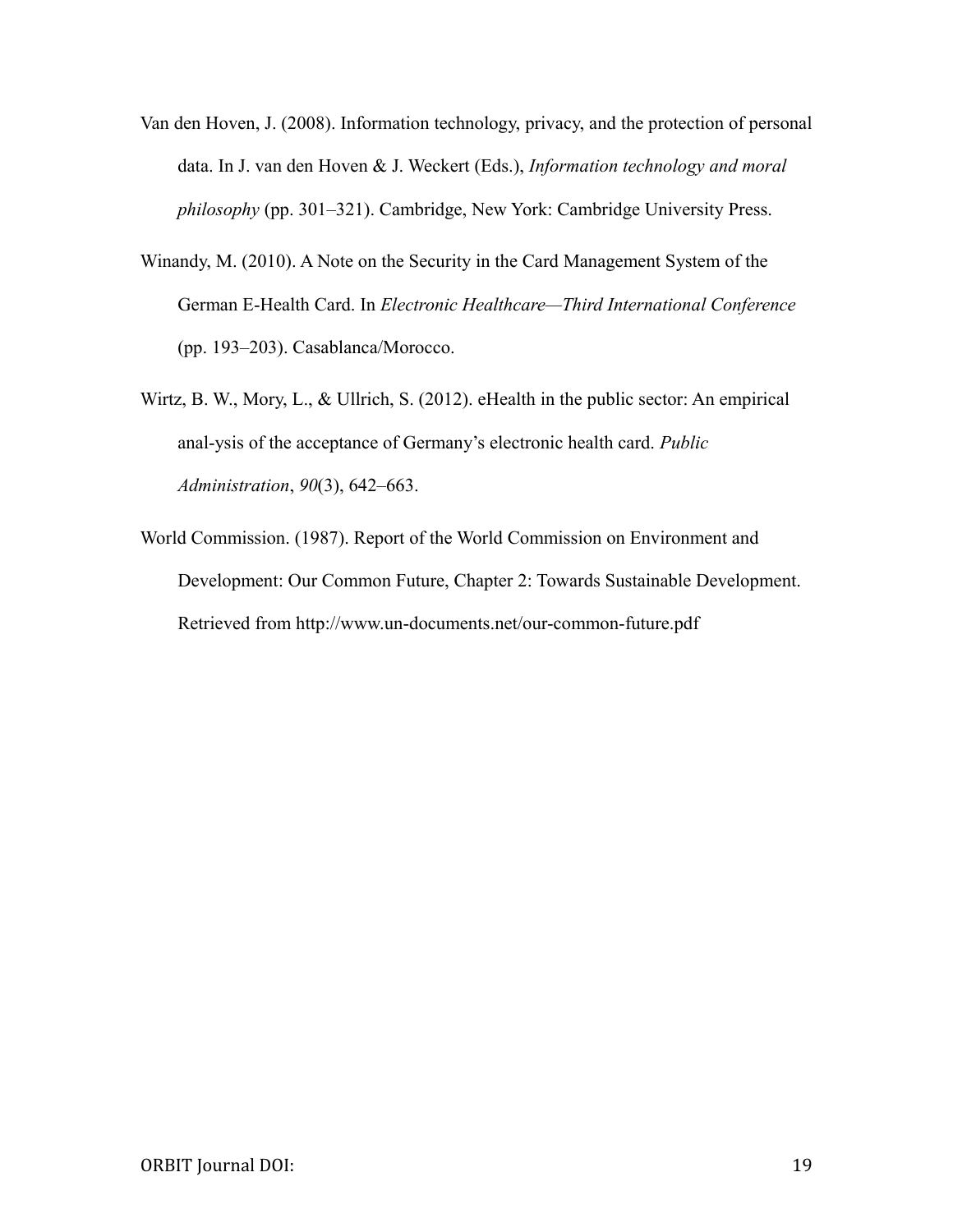Van den Hoven, J. (2008). Information technology, privacy, and the protection of personal data. In J. van den Hoven & J. Weckert (Eds.), *Information technology and moral philosophy* (pp. 301–321). Cambridge, New York: Cambridge University Press.

Winandy, M. (2010). A Note on the Security in the Card Management System of the German E-Health Card. In *Electronic Healthcare—Third International Conference* (pp. 193–203). Casablanca/Morocco.

Wirtz, B. W., Mory, L., & Ullrich, S. (2012). eHealth in the public sector: An empirical anal-ysis of the acceptance of Germany's electronic health card. *Public Administration*, *90*(3), 642–663.

World Commission. (1987). Report of the World Commission on Environment and Development: Our Common Future, Chapter 2: Towards Sustainable Development. Retrieved from http://www.un-documents.net/our-common-future.pdf